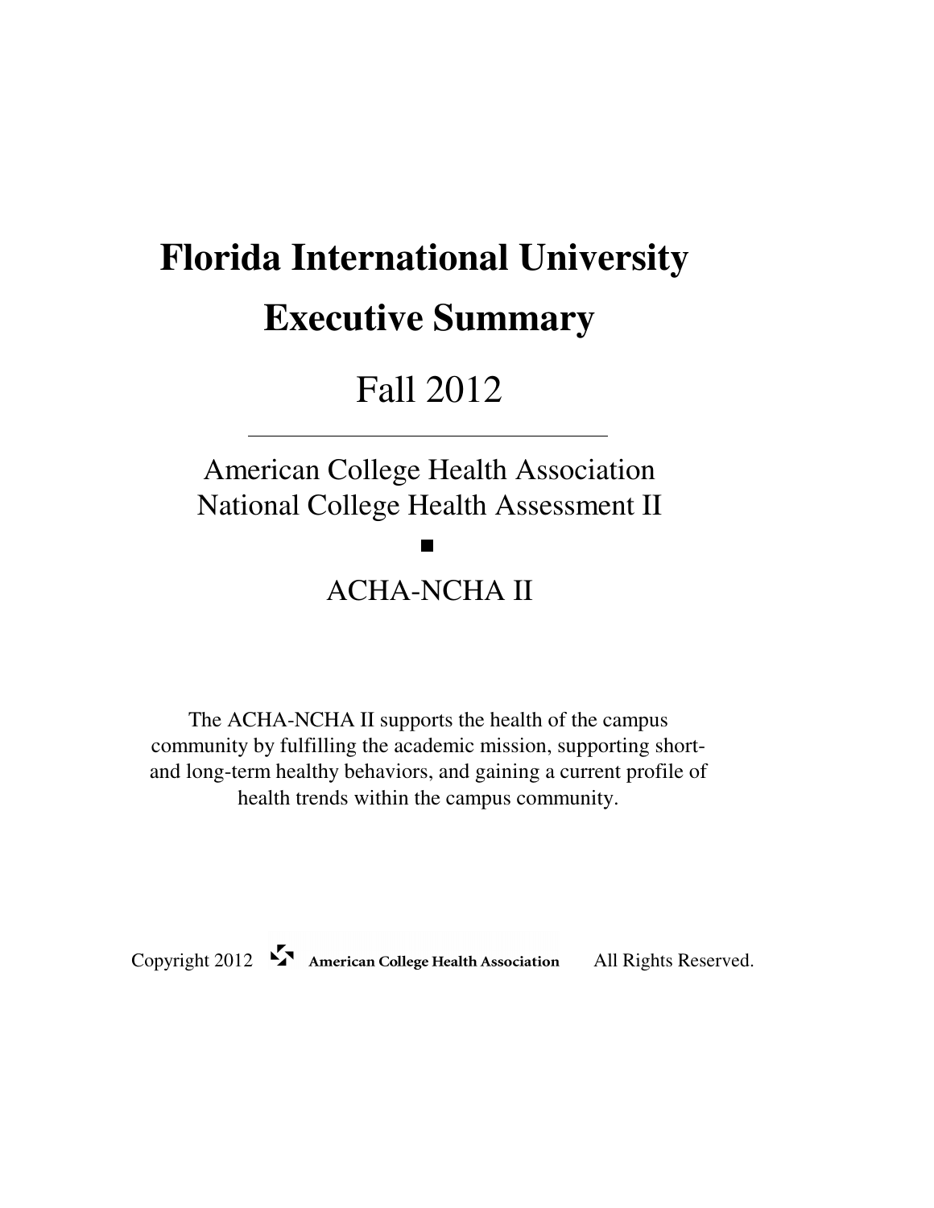# Florida International University

# Executive Summary

## Fall 2012

---

American College Health Association
National College Health Assessment II

■

ACHA-NCHA II

The ACHA-NCHA II supports the health of the campus community by fulfilling the academic mission, supporting short- and long-term healthy behaviors, and gaining a current profile of health trends within the campus community.

Copyright 2012 American College Health Association All Rights Reserved.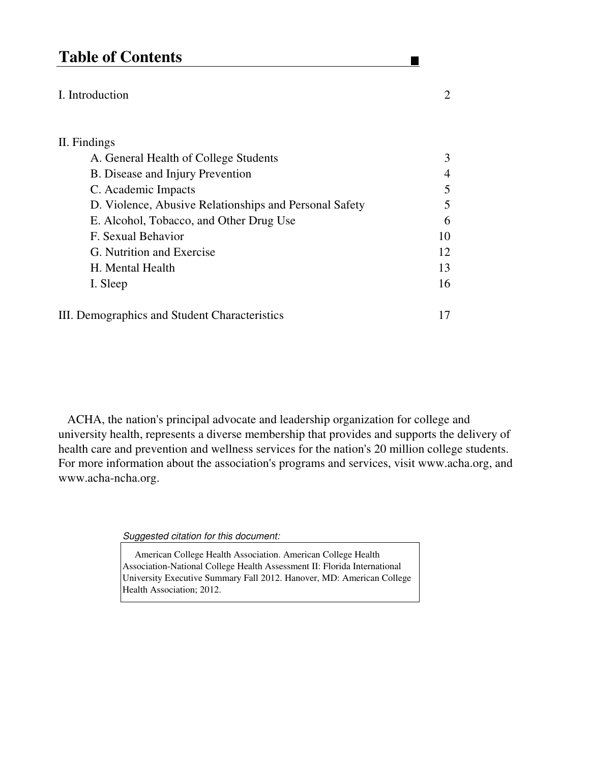# Table of Contents

| | |
|---|---|
| I. Introduction | 2 |
| II. Findings | |
| A. General Health of College Students | 3 |
| B. Disease and Injury Prevention | 4 |
| C. Academic Impacts | 5 |
| D. Violence, Abusive Relationships and Personal Safety | 5 |
| E. Alcohol, Tobacco, and Other Drug Use | 6 |
| F. Sexual Behavior | 10 |
| G. Nutrition and Exercise | 12 |
| H. Mental Health | 13 |
| I. Sleep | 16 |
| III. Demographics and Student Characteristics | 17 |

ACHA, the nation's principal advocate and leadership organization for college and university health, represents a diverse membership that provides and supports the delivery of health care and prevention and wellness services for the nation's 20 million college students. For more information about the association's programs and services, visit www.acha.org, and www.acha-ncha.org.

*Suggested citation for this document:*

American College Health Association. American College Health Association-National College Health Assessment II: Florida International University Executive Summary Fall 2012. Hanover, MD: American College Health Association; 2012.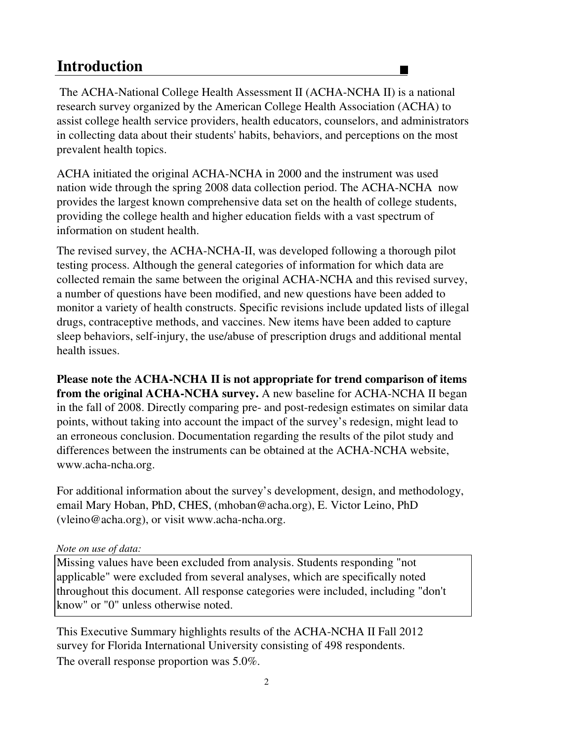# Introduction

The ACHA-National College Health Assessment II (ACHA-NCHA II) is a national research survey organized by the American College Health Association (ACHA) to assist college health service providers, health educators, counselors, and administrators in collecting data about their students' habits, behaviors, and perceptions on the most prevalent health topics.

ACHA initiated the original ACHA-NCHA in 2000 and the instrument was used nation wide through the spring 2008 data collection period. The ACHA-NCHA now provides the largest known comprehensive data set on the health of college students, providing the college health and higher education fields with a vast spectrum of information on student health.

The revised survey, the ACHA-NCHA-II, was developed following a thorough pilot testing process. Although the general categories of information for which data are collected remain the same between the original ACHA-NCHA and this revised survey, a number of questions have been modified, and new questions have been added to monitor a variety of health constructs. Specific revisions include updated lists of illegal drugs, contraceptive methods, and vaccines. New items have been added to capture sleep behaviors, self-injury, the use/abuse of prescription drugs and additional mental health issues.

**Please note the ACHA-NCHA II is not appropriate for trend comparison of items from the original ACHA-NCHA survey.** A new baseline for ACHA-NCHA II began in the fall of 2008. Directly comparing pre- and post-redesign estimates on similar data points, without taking into account the impact of the survey's redesign, might lead to an erroneous conclusion. Documentation regarding the results of the pilot study and differences between the instruments can be obtained at the ACHA-NCHA website, www.acha-ncha.org.

For additional information about the survey's development, design, and methodology, email Mary Hoban, PhD, CHES, (mhoban@acha.org), E. Victor Leino, PhD (vleino@acha.org), or visit www.acha-ncha.org.

*Note on use of data:*

Missing values have been excluded from analysis. Students responding "not applicable" were excluded from several analyses, which are specifically noted throughout this document. All response categories were included, including "don't know" or "0" unless otherwise noted.

This Executive Summary highlights results of the ACHA-NCHA II Fall 2012 survey for Florida International University consisting of 498 respondents. The overall response proportion was 5.0%.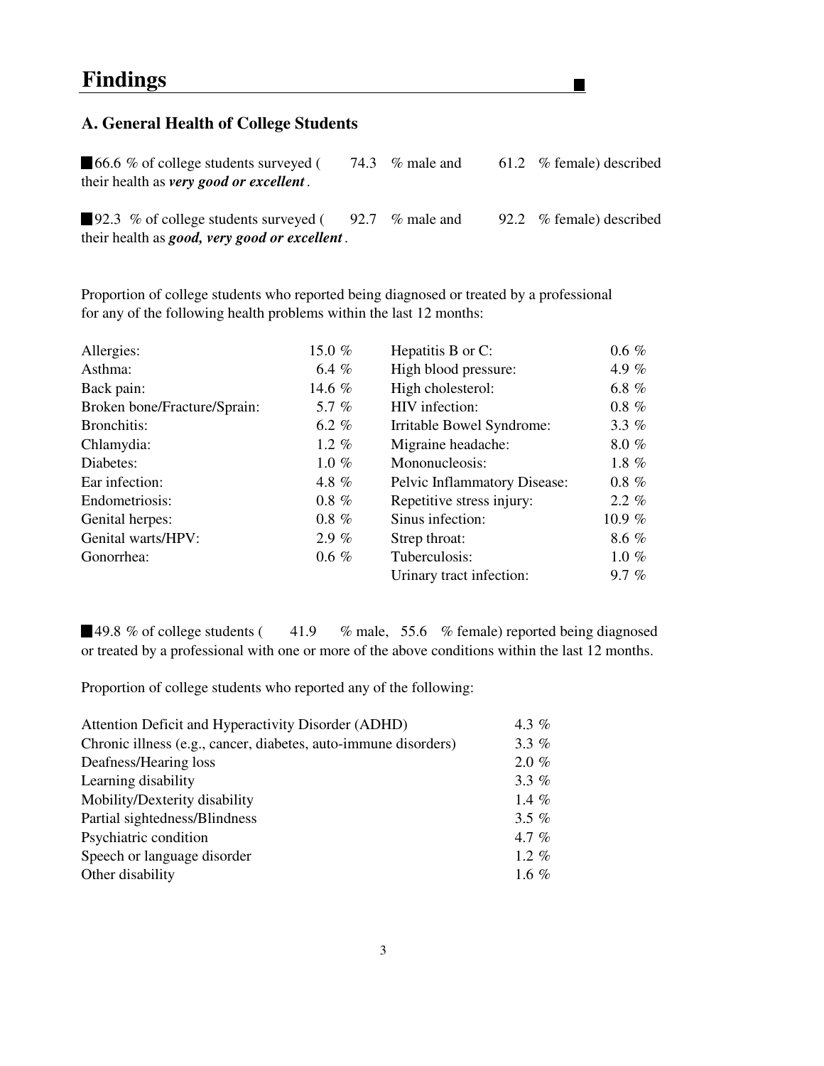# Findings

## A. General Health of College Students

- 66.6 % of college students surveyed ( 74.3 % male and 61.2 % female) described their health as ***very good or excellent***.

- 92.3 % of college students surveyed ( 92.7 % male and 92.2 % female) described their health as ***good, very good or excellent***.

Proportion of college students who reported being diagnosed or treated by a professional for any of the following health problems within the last 12 months:

| Condition | % | Condition | % |
|---|---|---|---|
| Allergies: | 15.0 % | Hepatitis B or C: | 0.6 % |
| Asthma: | 6.4 % | High blood pressure: | 4.9 % |
| Back pain: | 14.6 % | High cholesterol: | 6.8 % |
| Broken bone/Fracture/Sprain: | 5.7 % | HIV infection: | 0.8 % |
| Bronchitis: | 6.2 % | Irritable Bowel Syndrome: | 3.3 % |
| Chlamydia: | 1.2 % | Migraine headache: | 8.0 % |
| Diabetes: | 1.0 % | Mononucleosis: | 1.8 % |
| Ear infection: | 4.8 % | Pelvic Inflammatory Disease: | 0.8 % |
| Endometriosis: | 0.8 % | Repetitive stress injury: | 2.2 % |
| Genital herpes: | 0.8 % | Sinus infection: | 10.9 % |
| Genital warts/HPV: | 2.9 % | Strep throat: | 8.6 % |
| Gonorrhea: | 0.6 % | Tuberculosis: | 1.0 % |
| | | Urinary tract infection: | 9.7 % |

- 49.8 % of college students ( 41.9 % male, 55.6 % female) reported being diagnosed or treated by a professional with one or more of the above conditions within the last 12 months.

Proportion of college students who reported any of the following:

| Condition | % |
|---|---|
| Attention Deficit and Hyperactivity Disorder (ADHD) | 4.3 % |
| Chronic illness (e.g., cancer, diabetes, auto-immune disorders) | 3.3 % |
| Deafness/Hearing loss | 2.0 % |
| Learning disability | 3.3 % |
| Mobility/Dexterity disability | 1.4 % |
| Partial sightedness/Blindness | 3.5 % |
| Psychiatric condition | 4.7 % |
| Speech or language disorder | 1.2 % |
| Other disability | 1.6 % |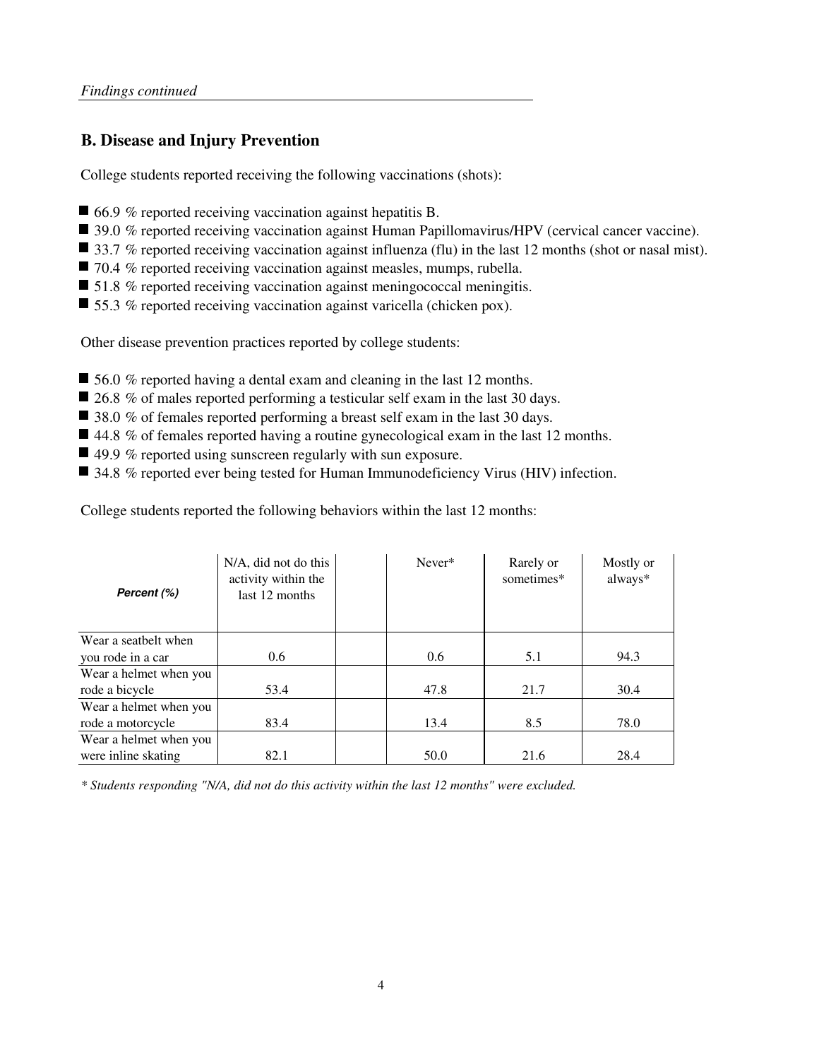*Findings continued*

## B. Disease and Injury Prevention

College students reported receiving the following vaccinations (shots):

- 66.9 % reported receiving vaccination against hepatitis B.
- 39.0 % reported receiving vaccination against Human Papillomavirus/HPV (cervical cancer vaccine).
- 33.7 % reported receiving vaccination against influenza (flu) in the last 12 months (shot or nasal mist).
- 70.4 % reported receiving vaccination against measles, mumps, rubella.
- 51.8 % reported receiving vaccination against meningococcal meningitis.
- 55.3 % reported receiving vaccination against varicella (chicken pox).

Other disease prevention practices reported by college students:

- 56.0 % reported having a dental exam and cleaning in the last 12 months.
- 26.8 % of males reported performing a testicular self exam in the last 30 days.
- 38.0 % of females reported performing a breast self exam in the last 30 days.
- 44.8 % of females reported having a routine gynecological exam in the last 12 months.
- 49.9 % reported using sunscreen regularly with sun exposure.
- 34.8 % reported ever being tested for Human Immunodeficiency Virus (HIV) infection.

College students reported the following behaviors within the last 12 months:

| *Percent (%)* | N/A, did not do this activity within the last 12 months | | Never* | Rarely or sometimes* | Mostly or always* |
|---|---|---|---|---|---|
| Wear a seatbelt when you rode in a car | 0.6 | | 0.6 | 5.1 | 94.3 |
| Wear a helmet when you rode a bicycle | 53.4 | | 47.8 | 21.7 | 30.4 |
| Wear a helmet when you rode a motorcycle | 83.4 | | 13.4 | 8.5 | 78.0 |
| Wear a helmet when you were inline skating | 82.1 | | 50.0 | 21.6 | 28.4 |

*\* Students responding "N/A, did not do this activity within the last 12 months" were excluded.*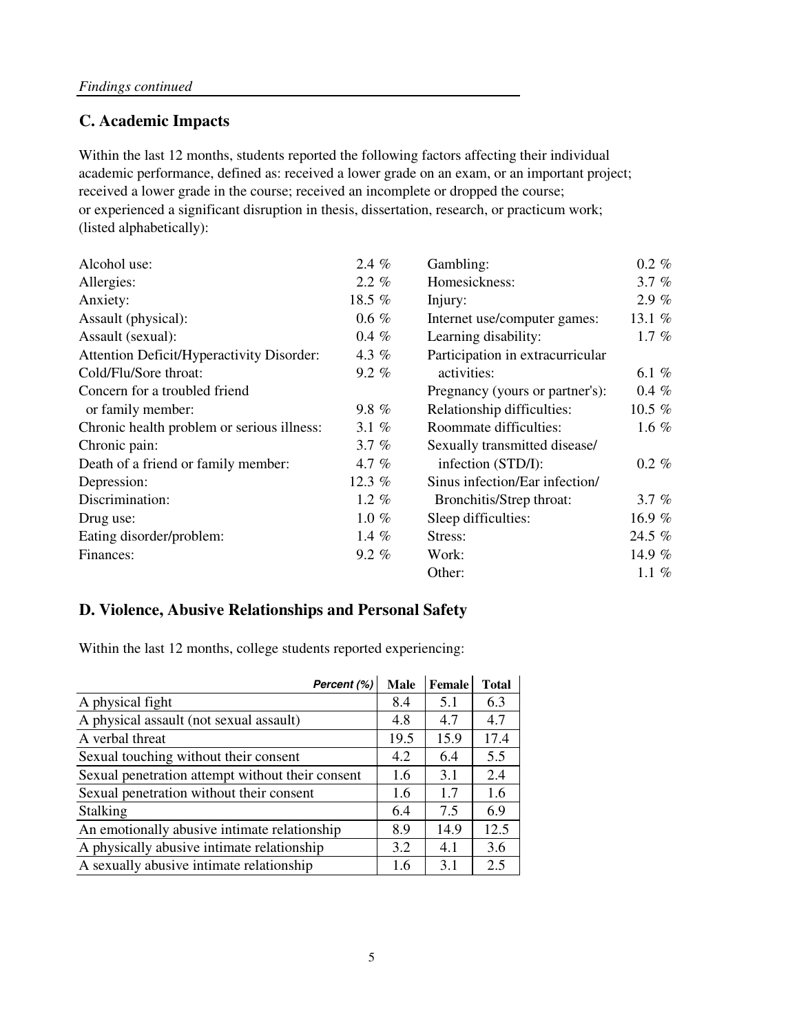*Findings continued*

## C. Academic Impacts

Within the last 12 months, students reported the following factors affecting their individual academic performance, defined as: received a lower grade on an exam, or an important project; received a lower grade in the course; received an incomplete or dropped the course; or experienced a significant disruption in thesis, dissertation, research, or practicum work; (listed alphabetically):

| | |
|---|---|
| Alcohol use: | 2.4 % |
| Allergies: | 2.2 % |
| Anxiety: | 18.5 % |
| Assault (physical): | 0.6 % |
| Assault (sexual): | 0.4 % |
| Attention Deficit/Hyperactivity Disorder: | 4.3 % |
| Cold/Flu/Sore throat: | 9.2 % |
| Concern for a troubled friend or family member: | 9.8 % |
| Chronic health problem or serious illness: | 3.1 % |
| Chronic pain: | 3.7 % |
| Death of a friend or family member: | 4.7 % |
| Depression: | 12.3 % |
| Discrimination: | 1.2 % |
| Drug use: | 1.0 % |
| Eating disorder/problem: | 1.4 % |
| Finances: | 9.2 % |
| Gambling: | 0.2 % |
| Homesickness: | 3.7 % |
| Injury: | 2.9 % |
| Internet use/computer games: | 13.1 % |
| Learning disability: | 1.7 % |
| Participation in extracurricular activities: | 6.1 % |
| Pregnancy (yours or partner's): | 0.4 % |
| Relationship difficulties: | 10.5 % |
| Roommate difficulties: | 1.6 % |
| Sexually transmitted disease/infection (STD/I): | 0.2 % |
| Sinus infection/Ear infection/Bronchitis/Strep throat: | 3.7 % |
| Sleep difficulties: | 16.9 % |
| Stress: | 24.5 % |
| Work: | 14.9 % |
| Other: | 1.1 % |

## D. Violence, Abusive Relationships and Personal Safety

Within the last 12 months, college students reported experiencing:

| Percent (%) | Male | Female | Total |
|---|---|---|---|
| A physical fight | 8.4 | 5.1 | 6.3 |
| A physical assault (not sexual assault) | 4.8 | 4.7 | 4.7 |
| A verbal threat | 19.5 | 15.9 | 17.4 |
| Sexual touching without their consent | 4.2 | 6.4 | 5.5 |
| Sexual penetration attempt without their consent | 1.6 | 3.1 | 2.4 |
| Sexual penetration without their consent | 1.6 | 1.7 | 1.6 |
| Stalking | 6.4 | 7.5 | 6.9 |
| An emotionally abusive intimate relationship | 8.9 | 14.9 | 12.5 |
| A physically abusive intimate relationship | 3.2 | 4.1 | 3.6 |
| A sexually abusive intimate relationship | 1.6 | 3.1 | 2.5 |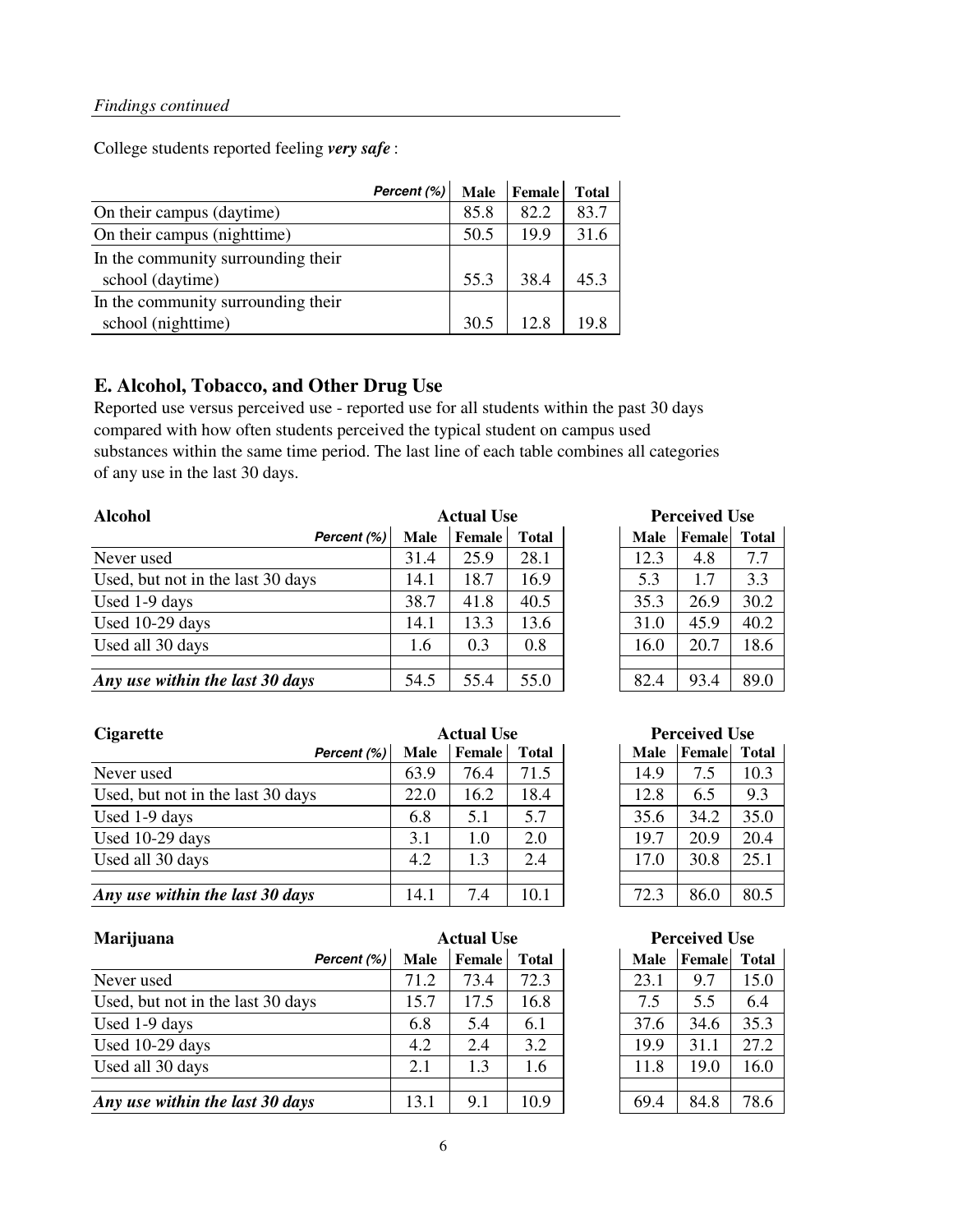*Findings continued*

College students reported feeling ***very safe*** :

| *Percent (%)* | Male | Female | Total |
|---|---|---|---|
| On their campus (daytime) | 85.8 | 82.2 | 83.7 |
| On their campus (nighttime) | 50.5 | 19.9 | 31.6 |
| In the community surrounding their school (daytime) | 55.3 | 38.4 | 45.3 |
| In the community surrounding their school (nighttime) | 30.5 | 12.8 | 19.8 |

## E. Alcohol, Tobacco, and Other Drug Use

Reported use versus perceived use - reported use for all students within the past 30 days compared with how often students perceived the typical student on campus used substances within the same time period. The last line of each table combines all categories of any use in the last 30 days.

| **Alcohol** | Actual Use | | | Perceived Use | | |
|---|---|---|---|---|---|---|
| *Percent (%)* | Male | Female | Total | Male | Female | Total |
| Never used | 31.4 | 25.9 | 28.1 | 12.3 | 4.8 | 7.7 |
| Used, but not in the last 30 days | 14.1 | 18.7 | 16.9 | 5.3 | 1.7 | 3.3 |
| Used 1-9 days | 38.7 | 41.8 | 40.5 | 35.3 | 26.9 | 30.2 |
| Used 10-29 days | 14.1 | 13.3 | 13.6 | 31.0 | 45.9 | 40.2 |
| Used all 30 days | 1.6 | 0.3 | 0.8 | 16.0 | 20.7 | 18.6 |
| ***Any use within the last 30 days*** | 54.5 | 55.4 | 55.0 | 82.4 | 93.4 | 89.0 |

| **Cigarette** | Actual Use | | | Perceived Use | | |
|---|---|---|---|---|---|---|
| *Percent (%)* | Male | Female | Total | Male | Female | Total |
| Never used | 63.9 | 76.4 | 71.5 | 14.9 | 7.5 | 10.3 |
| Used, but not in the last 30 days | 22.0 | 16.2 | 18.4 | 12.8 | 6.5 | 9.3 |
| Used 1-9 days | 6.8 | 5.1 | 5.7 | 35.6 | 34.2 | 35.0 |
| Used 10-29 days | 3.1 | 1.0 | 2.0 | 19.7 | 20.9 | 20.4 |
| Used all 30 days | 4.2 | 1.3 | 2.4 | 17.0 | 30.8 | 25.1 |
| ***Any use within the last 30 days*** | 14.1 | 7.4 | 10.1 | 72.3 | 86.0 | 80.5 |

| **Marijuana** | Actual Use | | | Perceived Use | | |
|---|---|---|---|---|---|---|
| *Percent (%)* | Male | Female | Total | Male | Female | Total |
| Never used | 71.2 | 73.4 | 72.3 | 23.1 | 9.7 | 15.0 |
| Used, but not in the last 30 days | 15.7 | 17.5 | 16.8 | 7.5 | 5.5 | 6.4 |
| Used 1-9 days | 6.8 | 5.4 | 6.1 | 37.6 | 34.6 | 35.3 |
| Used 10-29 days | 4.2 | 2.4 | 3.2 | 19.9 | 31.1 | 27.2 |
| Used all 30 days | 2.1 | 1.3 | 1.6 | 11.8 | 19.0 | 16.0 |
| ***Any use within the last 30 days*** | 13.1 | 9.1 | 10.9 | 69.4 | 84.8 | 78.6 |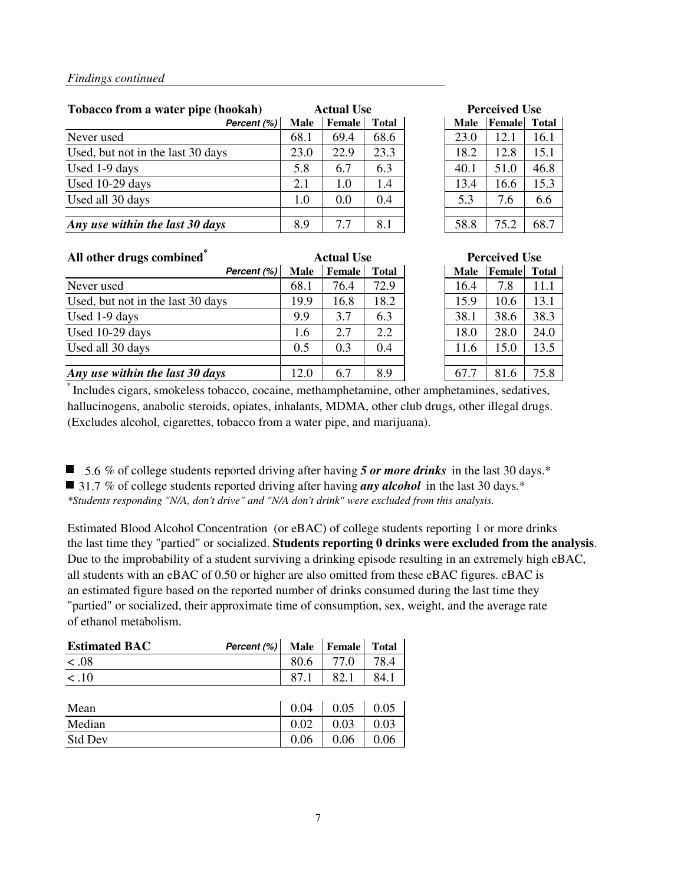*Findings continued*

| Tobacco from a water pipe (hookah) | Actual Use | | | Perceived Use | | |
|---|---|---|---|---|---|---|
| *Percent (%)* | Male | Female | Total | Male | Female | Total |
| Never used | 68.1 | 69.4 | 68.6 | 23.0 | 12.1 | 16.1 |
| Used, but not in the last 30 days | 23.0 | 22.9 | 23.3 | 18.2 | 12.8 | 15.1 |
| Used 1-9 days | 5.8 | 6.7 | 6.3 | 40.1 | 51.0 | 46.8 |
| Used 10-29 days | 2.1 | 1.0 | 1.4 | 13.4 | 16.6 | 15.3 |
| Used all 30 days | 1.0 | 0.0 | 0.4 | 5.3 | 7.6 | 6.6 |
| ***Any use within the last 30 days*** | 8.9 | 7.7 | 8.1 | 58.8 | 75.2 | 68.7 |

| All other drugs combined* | Actual Use | | | Perceived Use | | |
|---|---|---|---|---|---|---|
| *Percent (%)* | Male | Female | Total | Male | Female | Total |
| Never used | 68.1 | 76.4 | 72.9 | 16.4 | 7.8 | 11.1 |
| Used, but not in the last 30 days | 19.9 | 16.8 | 18.2 | 15.9 | 10.6 | 13.1 |
| Used 1-9 days | 9.9 | 3.7 | 6.3 | 38.1 | 38.6 | 38.3 |
| Used 10-29 days | 1.6 | 2.7 | 2.2 | 18.0 | 28.0 | 24.0 |
| Used all 30 days | 0.5 | 0.3 | 0.4 | 11.6 | 15.0 | 13.5 |
| ***Any use within the last 30 days*** | 12.0 | 6.7 | 8.9 | 67.7 | 81.6 | 75.8 |

* Includes cigars, smokeless tobacco, cocaine, methamphetamine, other amphetamines, sedatives, hallucinogens, anabolic steroids, opiates, inhalants, MDMA, other club drugs, other illegal drugs. (Excludes alcohol, cigarettes, tobacco from a water pipe, and marijuana).

- 5.6 % of college students reported driving after having ***5 or more drinks*** in the last 30 days.*
- 31.7 % of college students reported driving after having ***any alcohol*** in the last 30 days.*

*\*Students responding "N/A, don't drive" and "N/A don't drink" were excluded from this analysis.*

Estimated Blood Alcohol Concentration (or eBAC) of college students reporting 1 or more drinks the last time they "partied" or socialized. **Students reporting 0 drinks were excluded from the analysis**. Due to the improbability of a student surviving a drinking episode resulting in an extremely high eBAC, all students with an eBAC of 0.50 or higher are also omitted from these eBAC figures. eBAC is an estimated figure based on the reported number of drinks consumed during the last time they "partied" or socialized, their approximate time of consumption, sex, weight, and the average rate of ethanol metabolism.

| Estimated BAC *Percent (%)* | Male | Female | Total |
|---|---|---|---|
| < .08 | 80.6 | 77.0 | 78.4 |
| < .10 | 87.1 | 82.1 | 84.1 |
| | | | |
| Mean | 0.04 | 0.05 | 0.05 |
| Median | 0.02 | 0.03 | 0.03 |
| Std Dev | 0.06 | 0.06 | 0.06 |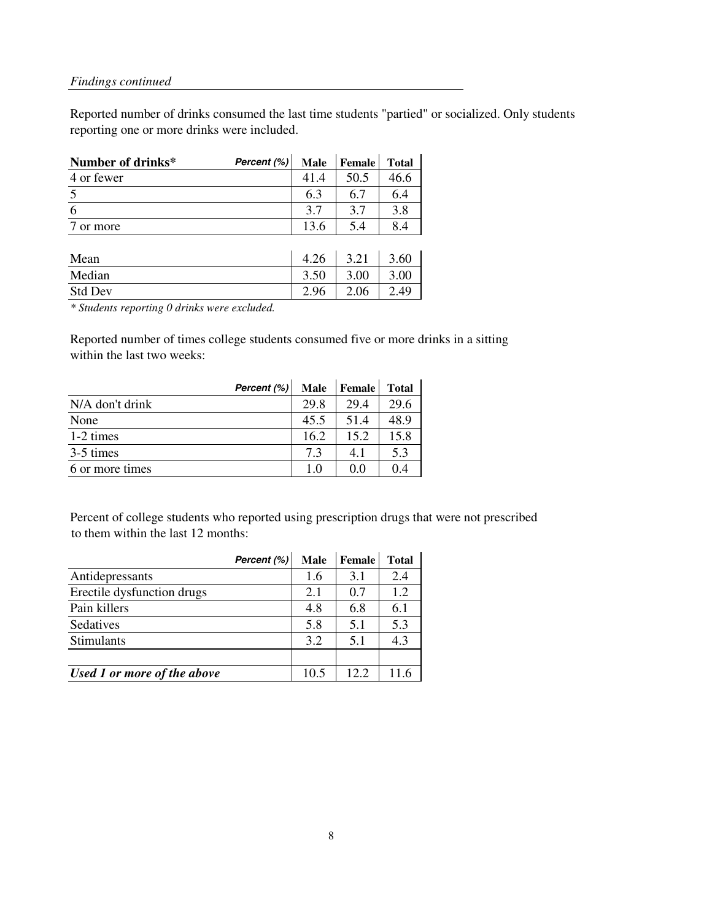*Findings continued*

Reported number of drinks consumed the last time students "partied" or socialized. Only students reporting one or more drinks were included.

| **Number of drinks*** &nbsp;&nbsp;&nbsp;&nbsp;&nbsp;&nbsp;***Percent (%)*** | **Male** | **Female** | **Total** |
|---|---|---|---|
| 4 or fewer | 41.4 | 50.5 | 46.6 |
| 5 | 6.3 | 6.7 | 6.4 |
| 6 | 3.7 | 3.7 | 3.8 |
| 7 or more | 13.6 | 5.4 | 8.4 |
| | | | |
| Mean | 4.26 | 3.21 | 3.60 |
| Median | 3.50 | 3.00 | 3.00 |
| Std Dev | 2.96 | 2.06 | 2.49 |

*\* Students reporting 0 drinks were excluded.*

Reported number of times college students consumed five or more drinks in a sitting within the last two weeks:

| ***Percent (%)*** | **Male** | **Female** | **Total** |
|---|---|---|---|
| N/A don't drink | 29.8 | 29.4 | 29.6 |
| None | 45.5 | 51.4 | 48.9 |
| 1-2 times | 16.2 | 15.2 | 15.8 |
| 3-5 times | 7.3 | 4.1 | 5.3 |
| 6 or more times | 1.0 | 0.0 | 0.4 |

Percent of college students who reported using prescription drugs that were not prescribed to them within the last 12 months:

| ***Percent (%)*** | **Male** | **Female** | **Total** |
|---|---|---|---|
| Antidepressants | 1.6 | 3.1 | 2.4 |
| Erectile dysfunction drugs | 2.1 | 0.7 | 1.2 |
| Pain killers | 4.8 | 6.8 | 6.1 |
| Sedatives | 5.8 | 5.1 | 5.3 |
| Stimulants | 3.2 | 5.1 | 4.3 |
| | | | |
| ***Used 1 or more of the above*** | 10.5 | 12.2 | 11.6 |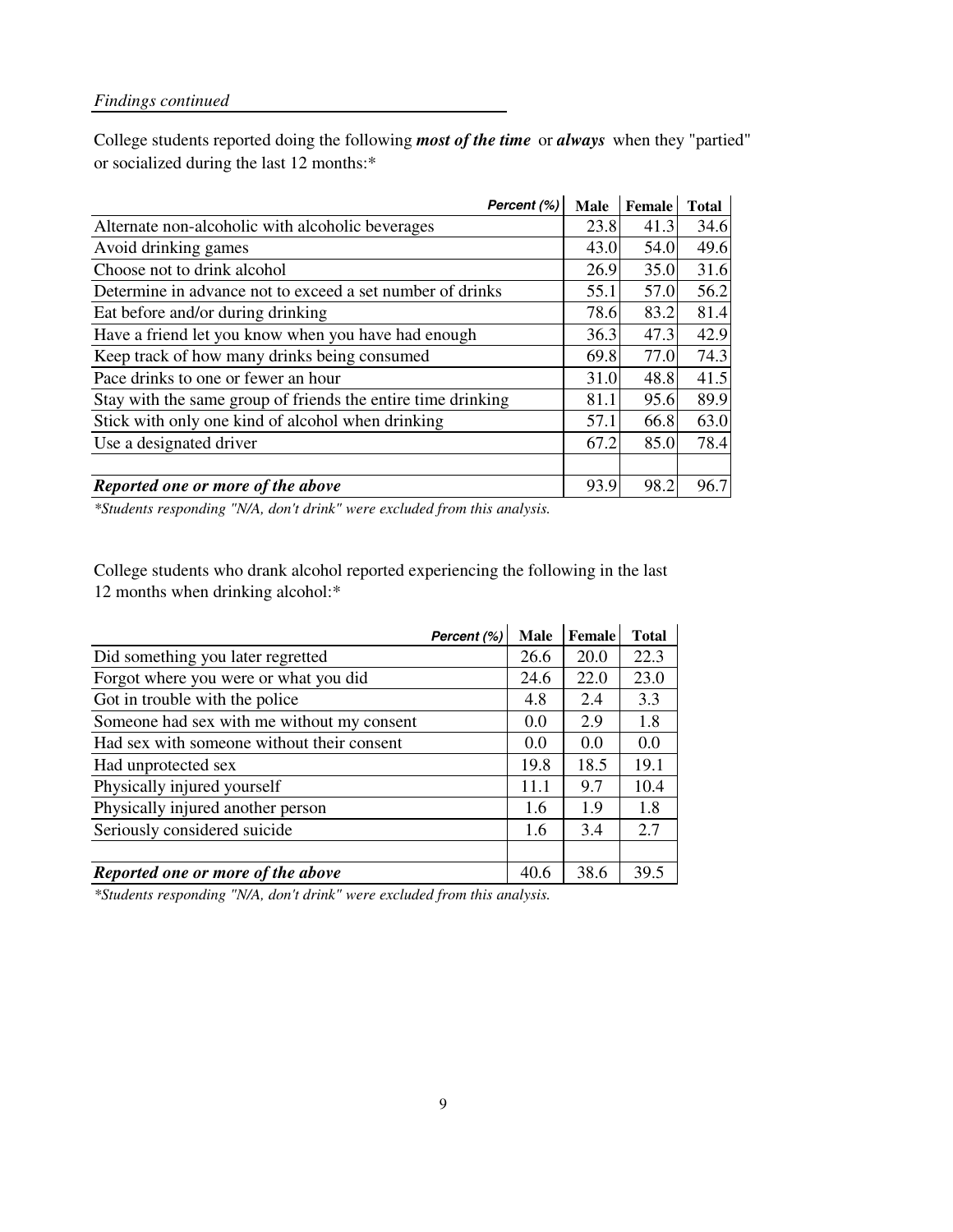*Findings continued*

College students reported doing the following ***most of the time*** or ***always*** when they "partied" or socialized during the last 12 months:*

| *Percent (%)* | Male | Female | Total |
|---|---|---|---|
| Alternate non-alcoholic with alcoholic beverages | 23.8 | 41.3 | 34.6 |
| Avoid drinking games | 43.0 | 54.0 | 49.6 |
| Choose not to drink alcohol | 26.9 | 35.0 | 31.6 |
| Determine in advance not to exceed a set number of drinks | 55.1 | 57.0 | 56.2 |
| Eat before and/or during drinking | 78.6 | 83.2 | 81.4 |
| Have a friend let you know when you have had enough | 36.3 | 47.3 | 42.9 |
| Keep track of how many drinks being consumed | 69.8 | 77.0 | 74.3 |
| Pace drinks to one or fewer an hour | 31.0 | 48.8 | 41.5 |
| Stay with the same group of friends the entire time drinking | 81.1 | 95.6 | 89.9 |
| Stick with only one kind of alcohol when drinking | 57.1 | 66.8 | 63.0 |
| Use a designated driver | 67.2 | 85.0 | 78.4 |
| | | | |
| ***Reported one or more of the above*** | 93.9 | 98.2 | 96.7 |

*\*Students responding "N/A, don't drink" were excluded from this analysis.*

College students who drank alcohol reported experiencing the following in the last 12 months when drinking alcohol:*

| *Percent (%)* | Male | Female | Total |
|---|---|---|---|
| Did something you later regretted | 26.6 | 20.0 | 22.3 |
| Forgot where you were or what you did | 24.6 | 22.0 | 23.0 |
| Got in trouble with the police | 4.8 | 2.4 | 3.3 |
| Someone had sex with me without my consent | 0.0 | 2.9 | 1.8 |
| Had sex with someone without their consent | 0.0 | 0.0 | 0.0 |
| Had unprotected sex | 19.8 | 18.5 | 19.1 |
| Physically injured yourself | 11.1 | 9.7 | 10.4 |
| Physically injured another person | 1.6 | 1.9 | 1.8 |
| Seriously considered suicide | 1.6 | 3.4 | 2.7 |
| | | | |
| ***Reported one or more of the above*** | 40.6 | 38.6 | 39.5 |

*\*Students responding "N/A, don't drink" were excluded from this analysis.*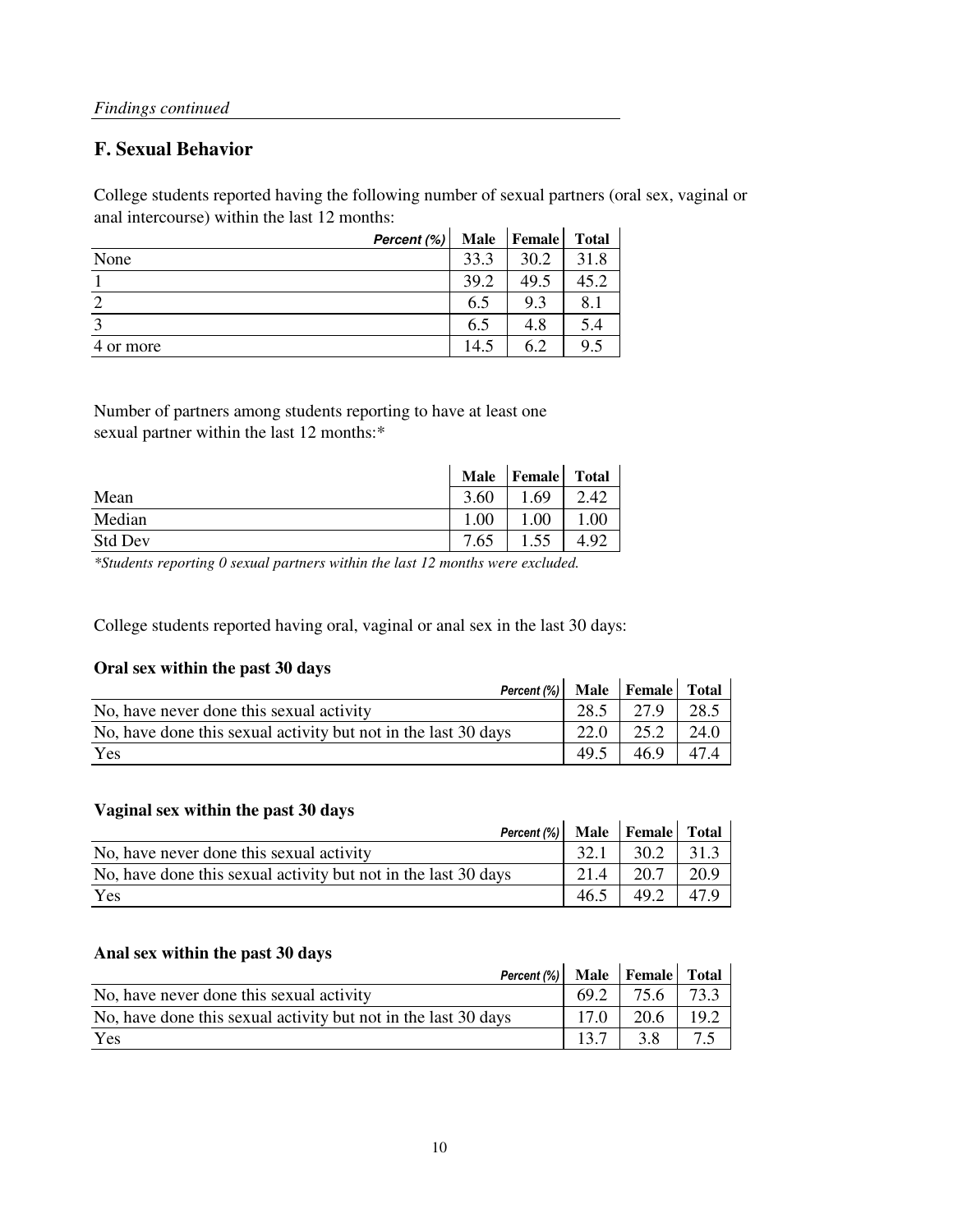*Findings continued*

## F. Sexual Behavior

College students reported having the following number of sexual partners (oral sex, vaginal or anal intercourse) within the last 12 months:

| *Percent (%)* | Male | Female | Total |
|---|---|---|---|
| None | 33.3 | 30.2 | 31.8 |
| 1 | 39.2 | 49.5 | 45.2 |
| 2 | 6.5 | 9.3 | 8.1 |
| 3 | 6.5 | 4.8 | 5.4 |
| 4 or more | 14.5 | 6.2 | 9.5 |

Number of partners among students reporting to have at least one sexual partner within the last 12 months:*

| | Male | Female | Total |
|---|---|---|---|
| Mean | 3.60 | 1.69 | 2.42 |
| Median | 1.00 | 1.00 | 1.00 |
| Std Dev | 7.65 | 1.55 | 4.92 |

*\*Students reporting 0 sexual partners within the last 12 months were excluded.*

College students reported having oral, vaginal or anal sex in the last 30 days:

**Oral sex within the past 30 days**

| *Percent (%)* | Male | Female | Total |
|---|---|---|---|
| No, have never done this sexual activity | 28.5 | 27.9 | 28.5 |
| No, have done this sexual activity but not in the last 30 days | 22.0 | 25.2 | 24.0 |
| Yes | 49.5 | 46.9 | 47.4 |

**Vaginal sex within the past 30 days**

| *Percent (%)* | Male | Female | Total |
|---|---|---|---|
| No, have never done this sexual activity | 32.1 | 30.2 | 31.3 |
| No, have done this sexual activity but not in the last 30 days | 21.4 | 20.7 | 20.9 |
| Yes | 46.5 | 49.2 | 47.9 |

**Anal sex within the past 30 days**

| *Percent (%)* | Male | Female | Total |
|---|---|---|---|
| No, have never done this sexual activity | 69.2 | 75.6 | 73.3 |
| No, have done this sexual activity but not in the last 30 days | 17.0 | 20.6 | 19.2 |
| Yes | 13.7 | 3.8 | 7.5 |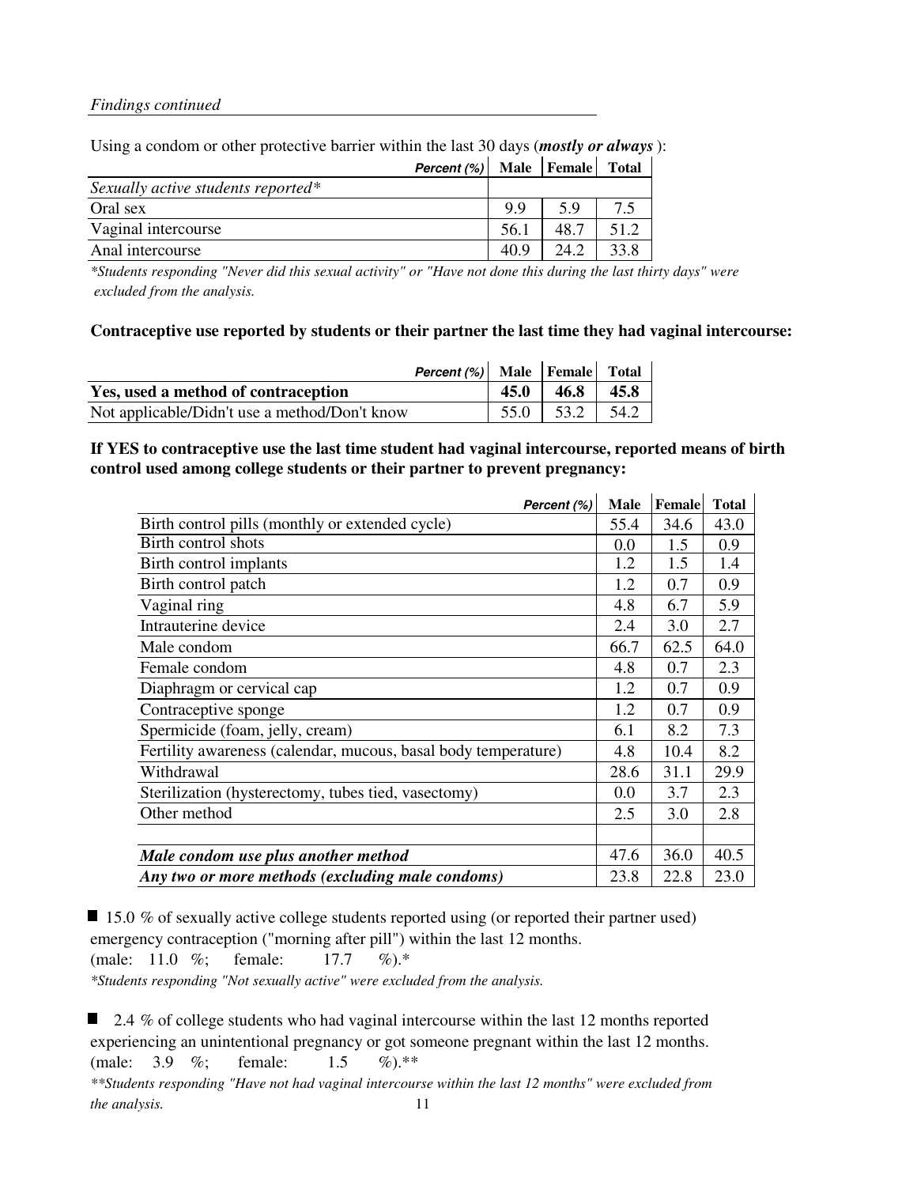*Findings continued*

Using a condom or other protective barrier within the last 30 days (***mostly or always***):

| *Percent (%)* | Male | Female | Total |
|---|---|---|---|
| *Sexually active students reported** | | | |
| Oral sex | 9.9 | 5.9 | 7.5 |
| Vaginal intercourse | 56.1 | 48.7 | 51.2 |
| Anal intercourse | 40.9 | 24.2 | 33.8 |

*\*Students responding "Never did this sexual activity" or "Have not done this during the last thirty days" were excluded from the analysis.*

**Contraceptive use reported by students or their partner the last time they had vaginal intercourse:**

| *Percent (%)* | Male | Female | Total |
|---|---|---|---|
| **Yes, used a method of contraception** | **45.0** | **46.8** | **45.8** |
| Not applicable/Didn't use a method/Don't know | 55.0 | 53.2 | 54.2 |

**If YES to contraceptive use the last time student had vaginal intercourse, reported means of birth control used among college students or their partner to prevent pregnancy:**

| *Percent (%)* | Male | Female | Total |
|---|---|---|---|
| Birth control pills (monthly or extended cycle) | 55.4 | 34.6 | 43.0 |
| Birth control shots | 0.0 | 1.5 | 0.9 |
| Birth control implants | 1.2 | 1.5 | 1.4 |
| Birth control patch | 1.2 | 0.7 | 0.9 |
| Vaginal ring | 4.8 | 6.7 | 5.9 |
| Intrauterine device | 2.4 | 3.0 | 2.7 |
| Male condom | 66.7 | 62.5 | 64.0 |
| Female condom | 4.8 | 0.7 | 2.3 |
| Diaphragm or cervical cap | 1.2 | 0.7 | 0.9 |
| Contraceptive sponge | 1.2 | 0.7 | 0.9 |
| Spermicide (foam, jelly, cream) | 6.1 | 8.2 | 7.3 |
| Fertility awareness (calendar, mucous, basal body temperature) | 4.8 | 10.4 | 8.2 |
| Withdrawal | 28.6 | 31.1 | 29.9 |
| Sterilization (hysterectomy, tubes tied, vasectomy) | 0.0 | 3.7 | 2.3 |
| Other method | 2.5 | 3.0 | 2.8 |
| | | | |
| ***Male condom use plus another method*** | 47.6 | 36.0 | 40.5 |
| ***Any two or more methods (excluding male condoms)*** | 23.8 | 22.8 | 23.0 |

- 15.0 % of sexually active college students reported using (or reported their partner used) emergency contraception ("morning after pill") within the last 12 months. (male: 11.0 %; female: 17.7 %).*

*\*Students responding "Not sexually active" were excluded from the analysis.*

- 2.4 % of college students who had vaginal intercourse within the last 12 months reported experiencing an unintentional pregnancy or got someone pregnant within the last 12 months. (male: 3.9 %; female: 1.5 %).**

*\*\*Students responding "Have not had vaginal intercourse within the last 12 months" were excluded from the analysis.*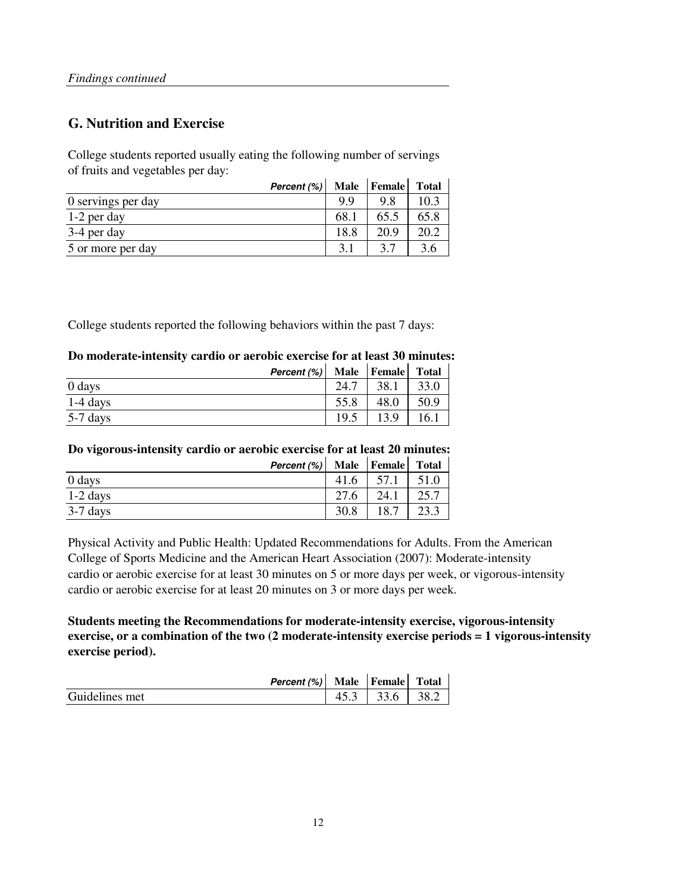*Findings continued*

## G. Nutrition and Exercise

College students reported usually eating the following number of servings of fruits and vegetables per day:

| *Percent (%)* | Male | Female | Total |
|---|---|---|---|
| 0 servings per day | 9.9 | 9.8 | 10.3 |
| 1-2 per day | 68.1 | 65.5 | 65.8 |
| 3-4 per day | 18.8 | 20.9 | 20.2 |
| 5 or more per day | 3.1 | 3.7 | 3.6 |

College students reported the following behaviors within the past 7 days:

**Do moderate-intensity cardio or aerobic exercise for at least 30 minutes:**

| *Percent (%)* | Male | Female | Total |
|---|---|---|---|
| 0 days | 24.7 | 38.1 | 33.0 |
| 1-4 days | 55.8 | 48.0 | 50.9 |
| 5-7 days | 19.5 | 13.9 | 16.1 |

**Do vigorous-intensity cardio or aerobic exercise for at least 20 minutes:**

| *Percent (%)* | Male | Female | Total |
|---|---|---|---|
| 0 days | 41.6 | 57.1 | 51.0 |
| 1-2 days | 27.6 | 24.1 | 25.7 |
| 3-7 days | 30.8 | 18.7 | 23.3 |

Physical Activity and Public Health: Updated Recommendations for Adults. From the American College of Sports Medicine and the American Heart Association (2007): Moderate-intensity cardio or aerobic exercise for at least 30 minutes on 5 or more days per week, or vigorous-intensity cardio or aerobic exercise for at least 20 minutes on 3 or more days per week.

**Students meeting the Recommendations for moderate-intensity exercise, vigorous-intensity exercise, or a combination of the two (2 moderate-intensity exercise periods = 1 vigorous-intensity exercise period).**

| *Percent (%)* | Male | Female | Total |
|---|---|---|---|
| Guidelines met | 45.3 | 33.6 | 38.2 |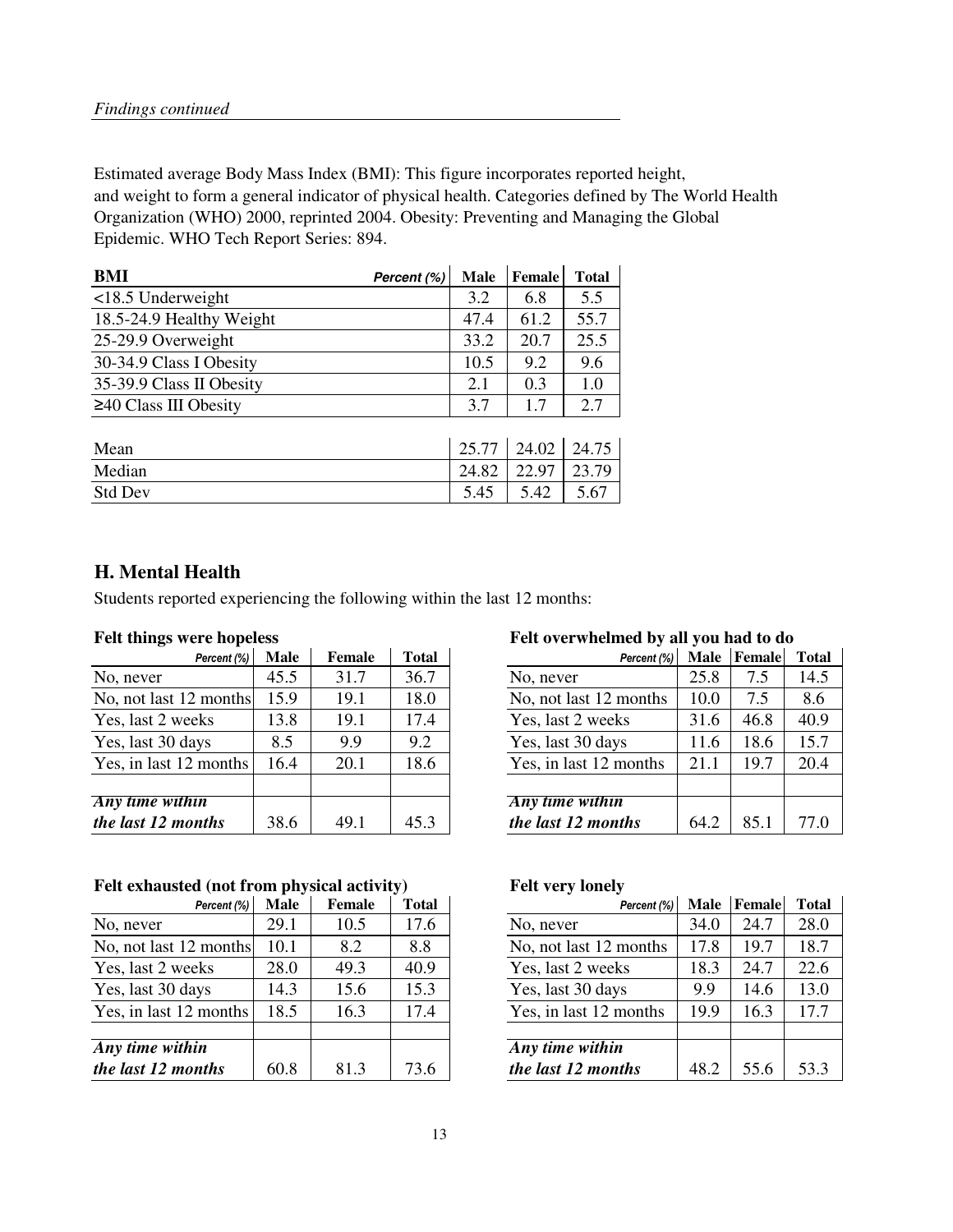*Findings continued*

Estimated average Body Mass Index (BMI): This figure incorporates reported height, and weight to form a general indicator of physical health. Categories defined by The World Health Organization (WHO) 2000, reprinted 2004. Obesity: Preventing and Managing the Global Epidemic. WHO Tech Report Series: 894.

| BMI | Percent (%) | Male | Female | Total |
|---|---|---|---|---|
| <18.5 Underweight | | 3.2 | 6.8 | 5.5 |
| 18.5-24.9 Healthy Weight | | 47.4 | 61.2 | 55.7 |
| 25-29.9 Overweight | | 33.2 | 20.7 | 25.5 |
| 30-34.9 Class I Obesity | | 10.5 | 9.2 | 9.6 |
| 35-39.9 Class II Obesity | | 2.1 | 0.3 | 1.0 |
| ≥40 Class III Obesity | | 3.7 | 1.7 | 2.7 |
| | | | | |
| Mean | | 25.77 | 24.02 | 24.75 |
| Median | | 24.82 | 22.97 | 23.79 |
| Std Dev | | 5.45 | 5.42 | 5.67 |

## H. Mental Health

Students reported experiencing the following within the last 12 months:

**Felt things were hopeless**

| Percent (%) | Male | Female | Total |
|---|---|---|---|
| No, never | 45.5 | 31.7 | 36.7 |
| No, not last 12 months | 15.9 | 19.1 | 18.0 |
| Yes, last 2 weeks | 13.8 | 19.1 | 17.4 |
| Yes, last 30 days | 8.5 | 9.9 | 9.2 |
| Yes, in last 12 months | 16.4 | 20.1 | 18.6 |
| | | | |
| ***Any time within the last 12 months*** | 38.6 | 49.1 | 45.3 |

**Felt overwhelmed by all you had to do**

| Percent (%) | Male | Female | Total |
|---|---|---|---|
| No, never | 25.8 | 7.5 | 14.5 |
| No, not last 12 months | 10.0 | 7.5 | 8.6 |
| Yes, last 2 weeks | 31.6 | 46.8 | 40.9 |
| Yes, last 30 days | 11.6 | 18.6 | 15.7 |
| Yes, in last 12 months | 21.1 | 19.7 | 20.4 |
| | | | |
| ***Any time within the last 12 months*** | 64.2 | 85.1 | 77.0 |

**Felt exhausted (not from physical activity)**

| Percent (%) | Male | Female | Total |
|---|---|---|---|
| No, never | 29.1 | 10.5 | 17.6 |
| No, not last 12 months | 10.1 | 8.2 | 8.8 |
| Yes, last 2 weeks | 28.0 | 49.3 | 40.9 |
| Yes, last 30 days | 14.3 | 15.6 | 15.3 |
| Yes, in last 12 months | 18.5 | 16.3 | 17.4 |
| | | | |
| ***Any time within the last 12 months*** | 60.8 | 81.3 | 73.6 |

**Felt very lonely**

| Percent (%) | Male | Female | Total |
|---|---|---|---|
| No, never | 34.0 | 24.7 | 28.0 |
| No, not last 12 months | 17.8 | 19.7 | 18.7 |
| Yes, last 2 weeks | 18.3 | 24.7 | 22.6 |
| Yes, last 30 days | 9.9 | 14.6 | 13.0 |
| Yes, in last 12 months | 19.9 | 16.3 | 17.7 |
| | | | |
| ***Any time within the last 12 months*** | 48.2 | 55.6 | 53.3 |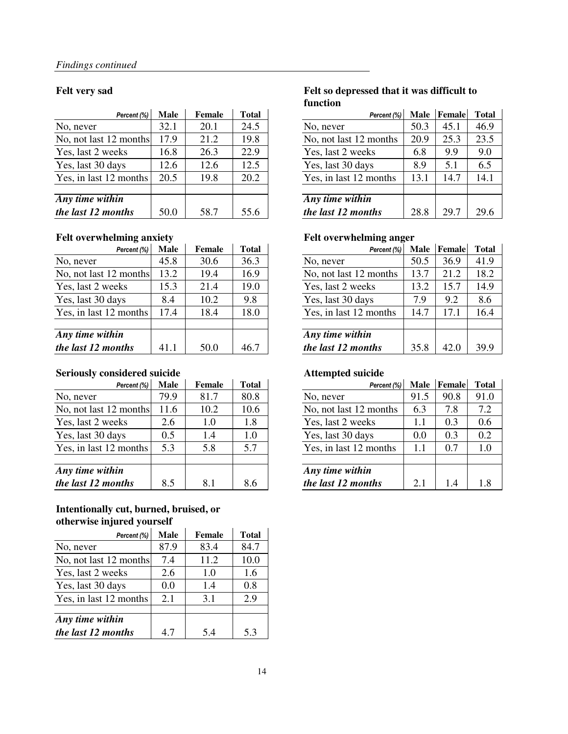*Findings continued*

### Felt very sad

| Percent (%) | Male | Female | Total |
|---|---|---|---|
| No, never | 32.1 | 20.1 | 24.5 |
| No, not last 12 months | 17.9 | 21.2 | 19.8 |
| Yes, last 2 weeks | 16.8 | 26.3 | 22.9 |
| Yes, last 30 days | 12.6 | 12.6 | 12.5 |
| Yes, in last 12 months | 20.5 | 19.8 | 20.2 |
| | | | |
| ***Any time within the last 12 months*** | 50.0 | 58.7 | 55.6 |

### Felt so depressed that it was difficult to function

| Percent (%) | Male | Female | Total |
|---|---|---|---|
| No, never | 50.3 | 45.1 | 46.9 |
| No, not last 12 months | 20.9 | 25.3 | 23.5 |
| Yes, last 2 weeks | 6.8 | 9.9 | 9.0 |
| Yes, last 30 days | 8.9 | 5.1 | 6.5 |
| Yes, in last 12 months | 13.1 | 14.7 | 14.1 |
| | | | |
| ***Any time within the last 12 months*** | 28.8 | 29.7 | 29.6 |

### Felt overwhelming anxiety

| Percent (%) | Male | Female | Total |
|---|---|---|---|
| No, never | 45.8 | 30.6 | 36.3 |
| No, not last 12 months | 13.2 | 19.4 | 16.9 |
| Yes, last 2 weeks | 15.3 | 21.4 | 19.0 |
| Yes, last 30 days | 8.4 | 10.2 | 9.8 |
| Yes, in last 12 months | 17.4 | 18.4 | 18.0 |
| | | | |
| ***Any time within the last 12 months*** | 41.1 | 50.0 | 46.7 |

### Felt overwhelming anger

| Percent (%) | Male | Female | Total |
|---|---|---|---|
| No, never | 50.5 | 36.9 | 41.9 |
| No, not last 12 months | 13.7 | 21.2 | 18.2 |
| Yes, last 2 weeks | 13.2 | 15.7 | 14.9 |
| Yes, last 30 days | 7.9 | 9.2 | 8.6 |
| Yes, in last 12 months | 14.7 | 17.1 | 16.4 |
| | | | |
| ***Any time within the last 12 months*** | 35.8 | 42.0 | 39.9 |

### Seriously considered suicide

| Percent (%) | Male | Female | Total |
|---|---|---|---|
| No, never | 79.9 | 81.7 | 80.8 |
| No, not last 12 months | 11.6 | 10.2 | 10.6 |
| Yes, last 2 weeks | 2.6 | 1.0 | 1.8 |
| Yes, last 30 days | 0.5 | 1.4 | 1.0 |
| Yes, in last 12 months | 5.3 | 5.8 | 5.7 |
| | | | |
| ***Any time within the last 12 months*** | 8.5 | 8.1 | 8.6 |

### Attempted suicide

| Percent (%) | Male | Female | Total |
|---|---|---|---|
| No, never | 91.5 | 90.8 | 91.0 |
| No, not last 12 months | 6.3 | 7.8 | 7.2 |
| Yes, last 2 weeks | 1.1 | 0.3 | 0.6 |
| Yes, last 30 days | 0.0 | 0.3 | 0.2 |
| Yes, in last 12 months | 1.1 | 0.7 | 1.0 |
| | | | |
| ***Any time within the last 12 months*** | 2.1 | 1.4 | 1.8 |

### Intentionally cut, burned, bruised, or otherwise injured yourself

| Percent (%) | Male | Female | Total |
|---|---|---|---|
| No, never | 87.9 | 83.4 | 84.7 |
| No, not last 12 months | 7.4 | 11.2 | 10.0 |
| Yes, last 2 weeks | 2.6 | 1.0 | 1.6 |
| Yes, last 30 days | 0.0 | 1.4 | 0.8 |
| Yes, in last 12 months | 2.1 | 3.1 | 2.9 |
| | | | |
| ***Any time within the last 12 months*** | 4.7 | 5.4 | 5.3 |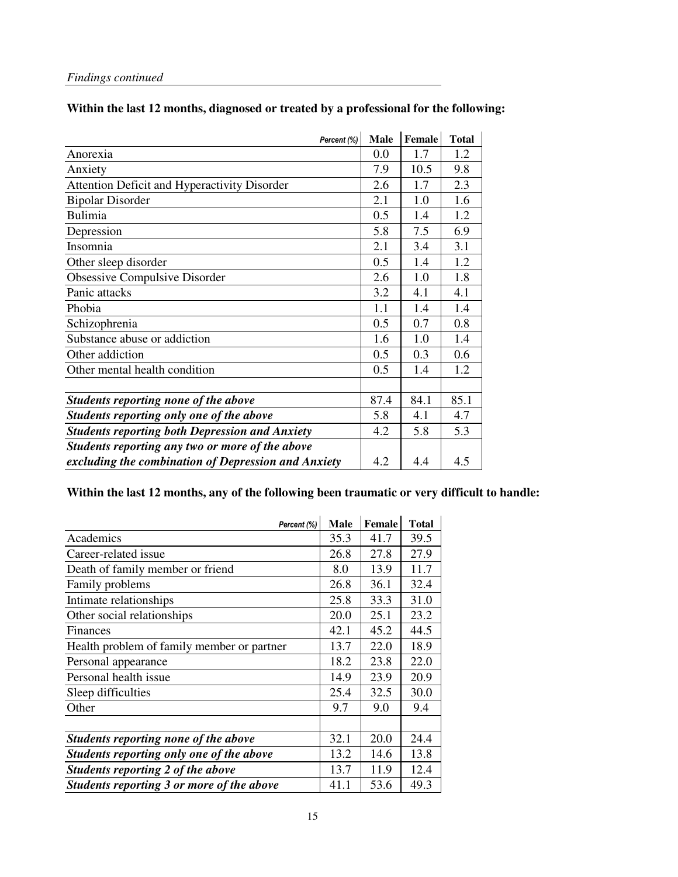*Findings continued*

**Within the last 12 months, diagnosed or treated by a professional for the following:**

| *Percent (%)* | Male | Female | Total |
|---|---|---|---|
| Anorexia | 0.0 | 1.7 | 1.2 |
| Anxiety | 7.9 | 10.5 | 9.8 |
| Attention Deficit and Hyperactivity Disorder | 2.6 | 1.7 | 2.3 |
| Bipolar Disorder | 2.1 | 1.0 | 1.6 |
| Bulimia | 0.5 | 1.4 | 1.2 |
| Depression | 5.8 | 7.5 | 6.9 |
| Insomnia | 2.1 | 3.4 | 3.1 |
| Other sleep disorder | 0.5 | 1.4 | 1.2 |
| Obsessive Compulsive Disorder | 2.6 | 1.0 | 1.8 |
| Panic attacks | 3.2 | 4.1 | 4.1 |
| Phobia | 1.1 | 1.4 | 1.4 |
| Schizophrenia | 0.5 | 0.7 | 0.8 |
| Substance abuse or addiction | 1.6 | 1.0 | 1.4 |
| Other addiction | 0.5 | 0.3 | 0.6 |
| Other mental health condition | 0.5 | 1.4 | 1.2 |
| | | | |
| ***Students reporting none of the above*** | 87.4 | 84.1 | 85.1 |
| ***Students reporting only one of the above*** | 5.8 | 4.1 | 4.7 |
| ***Students reporting both Depression and Anxiety*** | 4.2 | 5.8 | 5.3 |
| ***Students reporting any two or more of the above excluding the combination of Depression and Anxiety*** | 4.2 | 4.4 | 4.5 |

**Within the last 12 months, any of the following been traumatic or very difficult to handle:**

| *Percent (%)* | Male | Female | Total |
|---|---|---|---|
| Academics | 35.3 | 41.7 | 39.5 |
| Career-related issue | 26.8 | 27.8 | 27.9 |
| Death of family member or friend | 8.0 | 13.9 | 11.7 |
| Family problems | 26.8 | 36.1 | 32.4 |
| Intimate relationships | 25.8 | 33.3 | 31.0 |
| Other social relationships | 20.0 | 25.1 | 23.2 |
| Finances | 42.1 | 45.2 | 44.5 |
| Health problem of family member or partner | 13.7 | 22.0 | 18.9 |
| Personal appearance | 18.2 | 23.8 | 22.0 |
| Personal health issue | 14.9 | 23.9 | 20.9 |
| Sleep difficulties | 25.4 | 32.5 | 30.0 |
| Other | 9.7 | 9.0 | 9.4 |
| | | | |
| ***Students reporting none of the above*** | 32.1 | 20.0 | 24.4 |
| ***Students reporting only one of the above*** | 13.2 | 14.6 | 13.8 |
| ***Students reporting 2 of the above*** | 13.7 | 11.9 | 12.4 |
| ***Students reporting 3 or more of the above*** | 41.1 | 53.6 | 49.3 |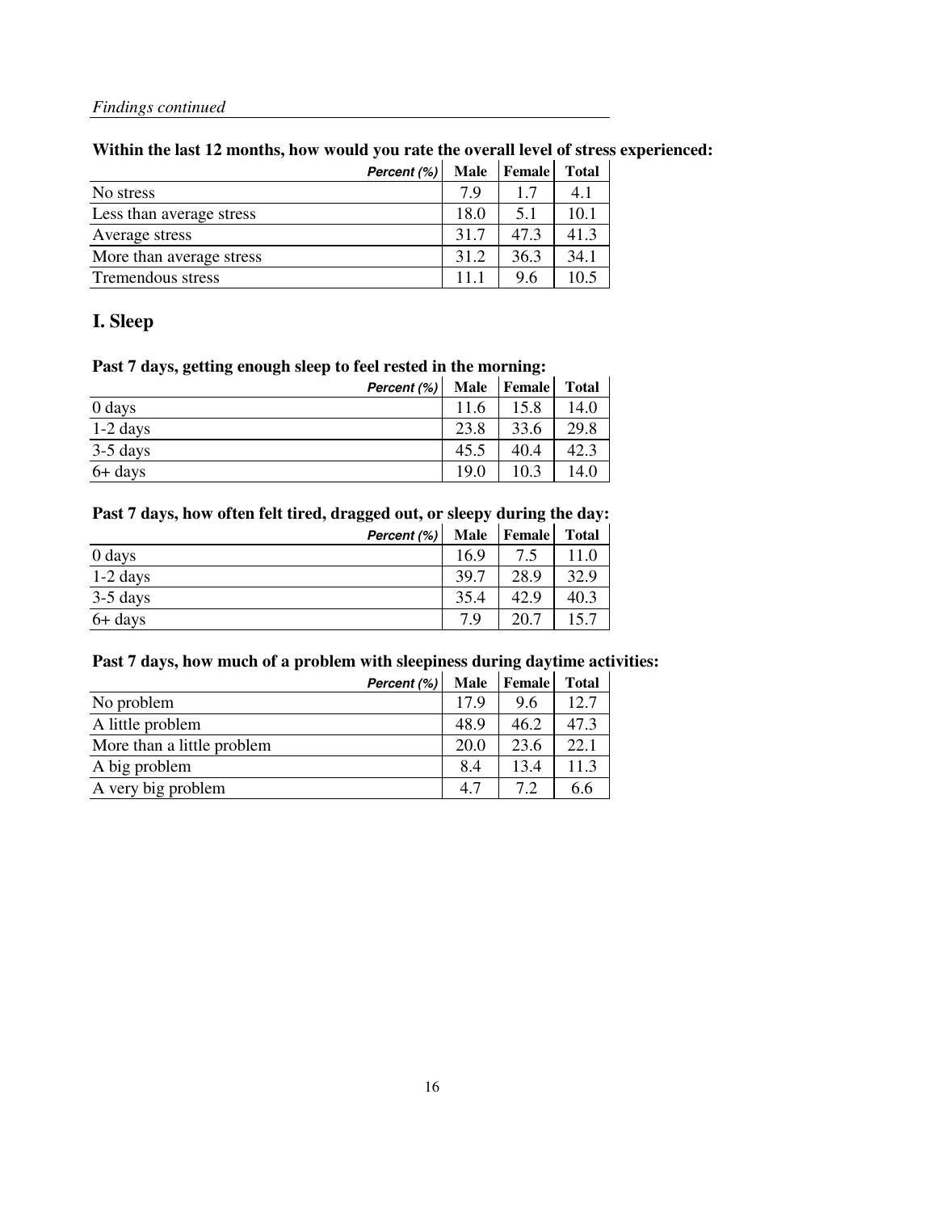*Findings continued*

**Within the last 12 months, how would you rate the overall level of stress experienced:**

| *Percent (%)* | Male | Female | Total |
|---|---|---|---|
| No stress | 7.9 | 1.7 | 4.1 |
| Less than average stress | 18.0 | 5.1 | 10.1 |
| Average stress | 31.7 | 47.3 | 41.3 |
| More than average stress | 31.2 | 36.3 | 34.1 |
| Tremendous stress | 11.1 | 9.6 | 10.5 |

## I. Sleep

**Past 7 days, getting enough sleep to feel rested in the morning:**

| *Percent (%)* | Male | Female | Total |
|---|---|---|---|
| 0 days | 11.6 | 15.8 | 14.0 |
| 1-2 days | 23.8 | 33.6 | 29.8 |
| 3-5 days | 45.5 | 40.4 | 42.3 |
| 6+ days | 19.0 | 10.3 | 14.0 |

**Past 7 days, how often felt tired, dragged out, or sleepy during the day:**

| *Percent (%)* | Male | Female | Total |
|---|---|---|---|
| 0 days | 16.9 | 7.5 | 11.0 |
| 1-2 days | 39.7 | 28.9 | 32.9 |
| 3-5 days | 35.4 | 42.9 | 40.3 |
| 6+ days | 7.9 | 20.7 | 15.7 |

**Past 7 days, how much of a problem with sleepiness during daytime activities:**

| *Percent (%)* | Male | Female | Total |
|---|---|---|---|
| No problem | 17.9 | 9.6 | 12.7 |
| A little problem | 48.9 | 46.2 | 47.3 |
| More than a little problem | 20.0 | 23.6 | 22.1 |
| A big problem | 8.4 | 13.4 | 11.3 |
| A very big problem | 4.7 | 7.2 | 6.6 |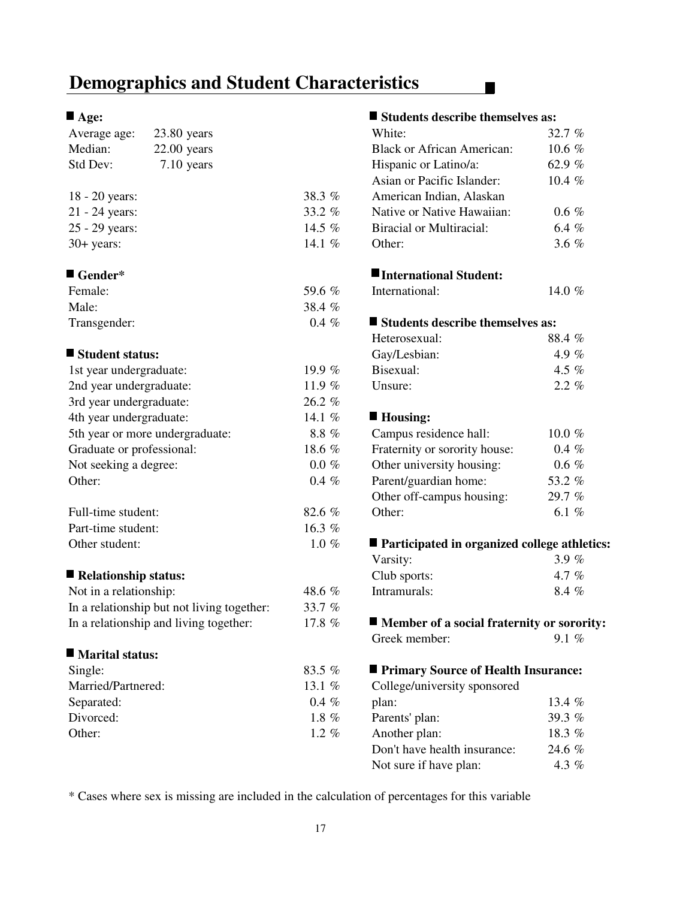## Demographics and Student Characteristics

### Age:

| | |
|---|---|
| Average age: | 23.80 years |
| Median: | 22.00 years |
| Std Dev: | 7.10 years |

| | |
|---|---|
| 18 - 20 years: | 38.3 % |
| 21 - 24 years: | 33.2 % |
| 25 - 29 years: | 14.5 % |
| 30+ years: | 14.1 % |

### Gender*

| | |
|---|---|
| Female: | 59.6 % |
| Male: | 38.4 % |
| Transgender: | 0.4 % |

### Student status:

| | |
|---|---|
| 1st year undergraduate: | 19.9 % |
| 2nd year undergraduate: | 11.9 % |
| 3rd year undergraduate: | 26.2 % |
| 4th year undergraduate: | 14.1 % |
| 5th year or more undergraduate: | 8.8 % |
| Graduate or professional: | 18.6 % |
| Not seeking a degree: | 0.0 % |
| Other: | 0.4 % |

| | |
|---|---|
| Full-time student: | 82.6 % |
| Part-time student: | 16.3 % |
| Other student: | 1.0 % |

### Relationship status:

| | |
|---|---|
| Not in a relationship: | 48.6 % |
| In a relationship but not living together: | 33.7 % |
| In a relationship and living together: | 17.8 % |

### Marital status:

| | |
|---|---|
| Single: | 83.5 % |
| Married/Partnered: | 13.1 % |
| Separated: | 0.4 % |
| Divorced: | 1.8 % |
| Other: | 1.2 % |

### Students describe themselves as:

| | |
|---|---|
| White: | 32.7 % |
| Black or African American: | 10.6 % |
| Hispanic or Latino/a: | 62.9 % |
| Asian or Pacific Islander: | 10.4 % |
| American Indian, Alaskan Native or Native Hawaiian: | 0.6 % |
| Biracial or Multiracial: | 6.4 % |
| Other: | 3.6 % |

### International Student:

| | |
|---|---|
| International: | 14.0 % |

### Students describe themselves as:

| | |
|---|---|
| Heterosexual: | 88.4 % |
| Gay/Lesbian: | 4.9 % |
| Bisexual: | 4.5 % |
| Unsure: | 2.2 % |

### Housing:

| | |
|---|---|
| Campus residence hall: | 10.0 % |
| Fraternity or sorority house: | 0.4 % |
| Other university housing: | 0.6 % |
| Parent/guardian home: | 53.2 % |
| Other off-campus housing: | 29.7 % |
| Other: | 6.1 % |

### Participated in organized college athletics:

| | |
|---|---|
| Varsity: | 3.9 % |
| Club sports: | 4.7 % |
| Intramurals: | 8.4 % |

### Member of a social fraternity or sorority:

| | |
|---|---|
| Greek member: | 9.1 % |

### Primary Source of Health Insurance:

| | |
|---|---|
| College/university sponsored plan: | 13.4 % |
| Parents' plan: | 39.3 % |
| Another plan: | 18.3 % |
| Don't have health insurance: | 24.6 % |
| Not sure if have plan: | 4.3 % |

* Cases where sex is missing are included in the calculation of percentages for this variable